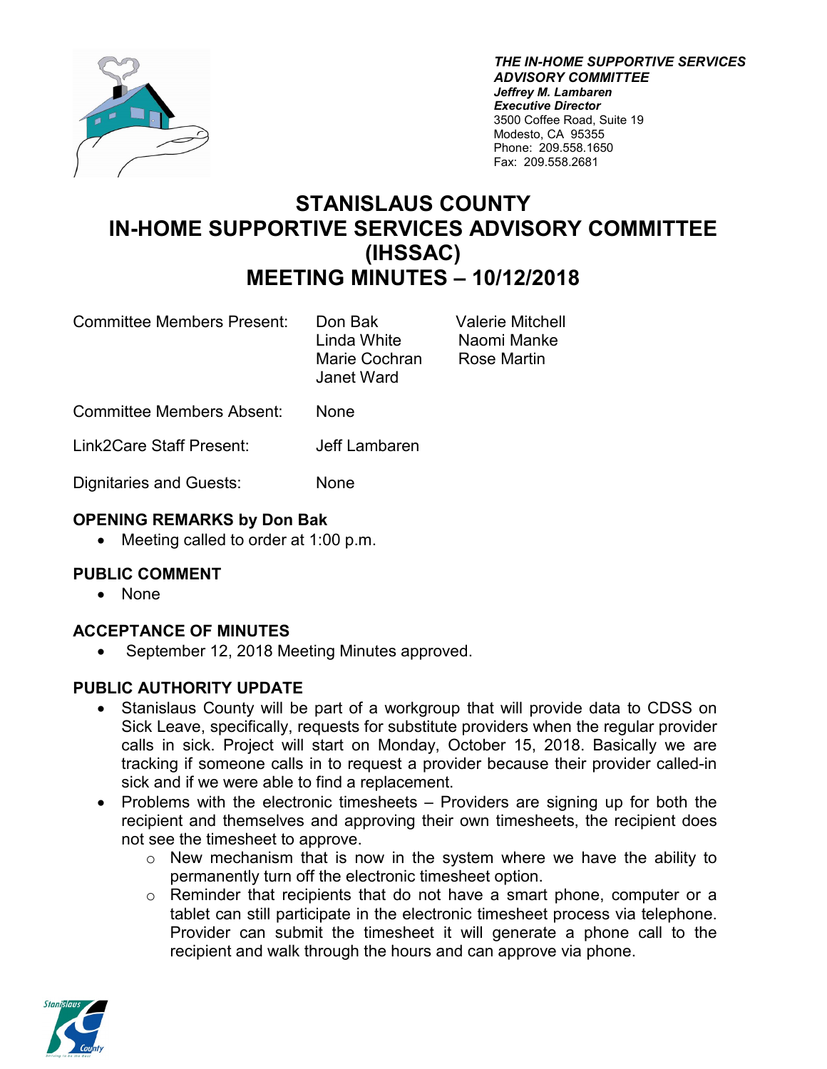***THE IN-HOME SUPPORTIVE SERVICES ADVISORY COMMITTEE***
***Jeffrey M. Lambaren***
***Executive Director***
3500 Coffee Road, Suite 19
Modesto, CA 95355
Phone: 209.558.1650
Fax: 209.558.2681

# STANISLAUS COUNTY IN-HOME SUPPORTIVE SERVICES ADVISORY COMMITTEE (IHSSAC) MEETING MINUTES – 10/12/2018

| | | |
|---|---|---|
| Committee Members Present: | Don Bak<br>Linda White<br>Marie Cochran<br>Janet Ward | Valerie Mitchell<br>Naomi Manke<br>Rose Martin |
| Committee Members Absent: | None | |
| Link2Care Staff Present: | Jeff Lambaren | |
| Dignitaries and Guests: | None | |

## OPENING REMARKS by Don Bak

- Meeting called to order at 1:00 p.m.

## PUBLIC COMMENT

- None

## ACCEPTANCE OF MINUTES

- September 12, 2018 Meeting Minutes approved.

## PUBLIC AUTHORITY UPDATE

- Stanislaus County will be part of a workgroup that will provide data to CDSS on Sick Leave, specifically, requests for substitute providers when the regular provider calls in sick. Project will start on Monday, October 15, 2018. Basically we are tracking if someone calls in to request a provider because their provider called-in sick and if we were able to find a replacement.
- Problems with the electronic timesheets – Providers are signing up for both the recipient and themselves and approving their own timesheets, the recipient does not see the timesheet to approve.
  - New mechanism that is now in the system where we have the ability to permanently turn off the electronic timesheet option.
  - Reminder that recipients that do not have a smart phone, computer or a tablet can still participate in the electronic timesheet process via telephone. Provider can submit the timesheet it will generate a phone call to the recipient and walk through the hours and can approve via phone.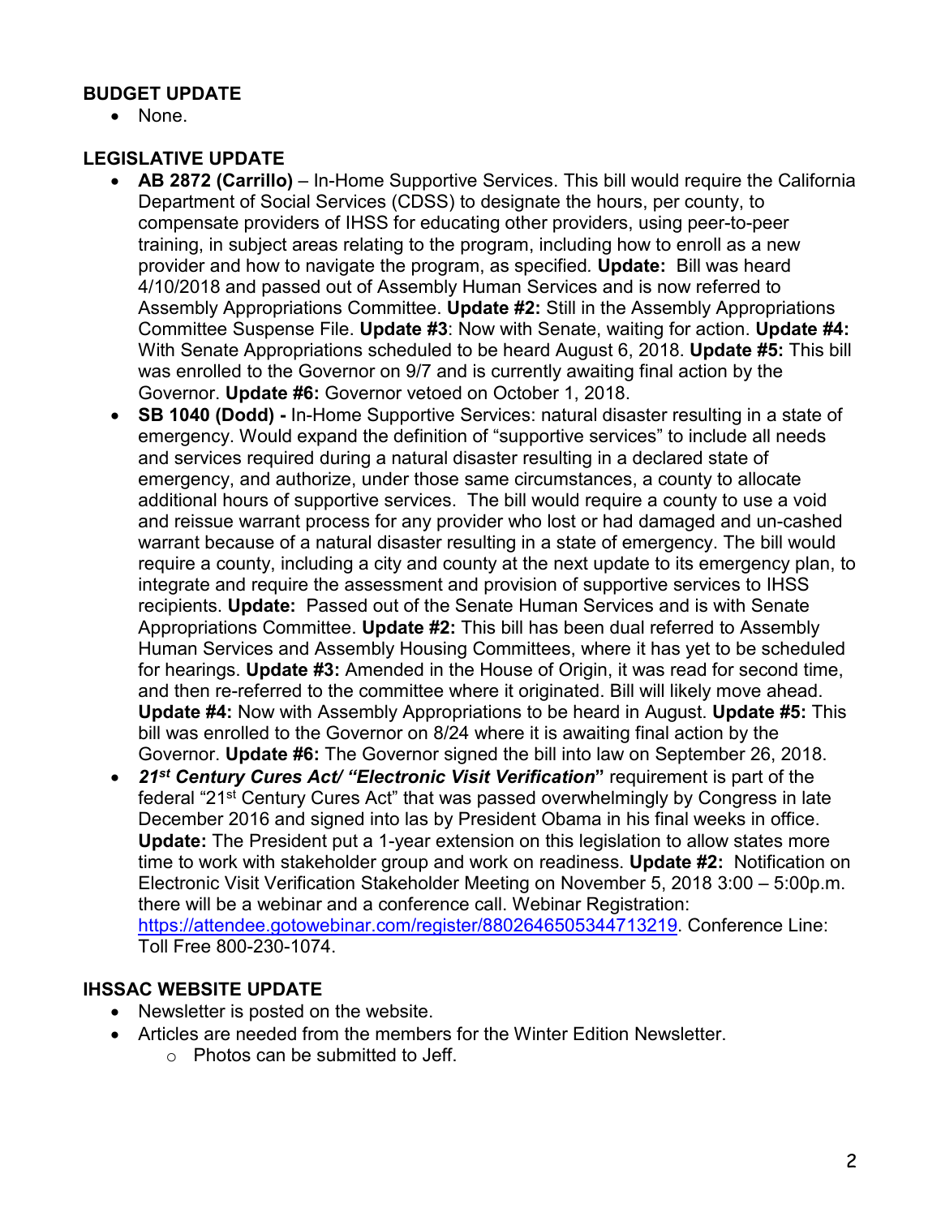## BUDGET UPDATE

- None.

## LEGISLATIVE UPDATE

- **AB 2872 (Carrillo)** – In-Home Supportive Services. This bill would require the California Department of Social Services (CDSS) to designate the hours, per county, to compensate providers of IHSS for educating other providers, using peer-to-peer training, in subject areas relating to the program, including how to enroll as a new provider and how to navigate the program, as specified. **Update:** Bill was heard 4/10/2018 and passed out of Assembly Human Services and is now referred to Assembly Appropriations Committee. **Update #2:** Still in the Assembly Appropriations Committee Suspense File. **Update #3**: Now with Senate, waiting for action. **Update #4:** With Senate Appropriations scheduled to be heard August 6, 2018. **Update #5:** This bill was enrolled to the Governor on 9/7 and is currently awaiting final action by the Governor. **Update #6:** Governor vetoed on October 1, 2018.
- **SB 1040 (Dodd) -** In-Home Supportive Services: natural disaster resulting in a state of emergency. Would expand the definition of "supportive services" to include all needs and services required during a natural disaster resulting in a declared state of emergency, and authorize, under those same circumstances, a county to allocate additional hours of supportive services. The bill would require a county to use a void and reissue warrant process for any provider who lost or had damaged and un-cashed warrant because of a natural disaster resulting in a state of emergency. The bill would require a county, including a city and county at the next update to its emergency plan, to integrate and require the assessment and provision of supportive services to IHSS recipients. **Update:** Passed out of the Senate Human Services and is with Senate Appropriations Committee. **Update #2:** This bill has been dual referred to Assembly Human Services and Assembly Housing Committees, where it has yet to be scheduled for hearings. **Update #3:** Amended in the House of Origin, it was read for second time, and then re-referred to the committee where it originated. Bill will likely move ahead. **Update #4:** Now with Assembly Appropriations to be heard in August. **Update #5:** This bill was enrolled to the Governor on 8/24 where it is awaiting final action by the Governor. **Update #6:** The Governor signed the bill into law on September 26, 2018.
- ***21st Century Cures Act/ "Electronic Visit Verification*"** requirement is part of the federal "21st Century Cures Act" that was passed overwhelmingly by Congress in late December 2016 and signed into las by President Obama in his final weeks in office. **Update:** The President put a 1-year extension on this legislation to allow states more time to work with stakeholder group and work on readiness. **Update #2:** Notification on Electronic Visit Verification Stakeholder Meeting on November 5, 2018 3:00 – 5:00p.m. there will be a webinar and a conference call. Webinar Registration: https://attendee.gotowebinar.com/register/8802646505344713219. Conference Line: Toll Free 800-230-1074.

## IHSSAC WEBSITE UPDATE

- Newsletter is posted on the website.
- Articles are needed from the members for the Winter Edition Newsletter.
  - Photos can be submitted to Jeff.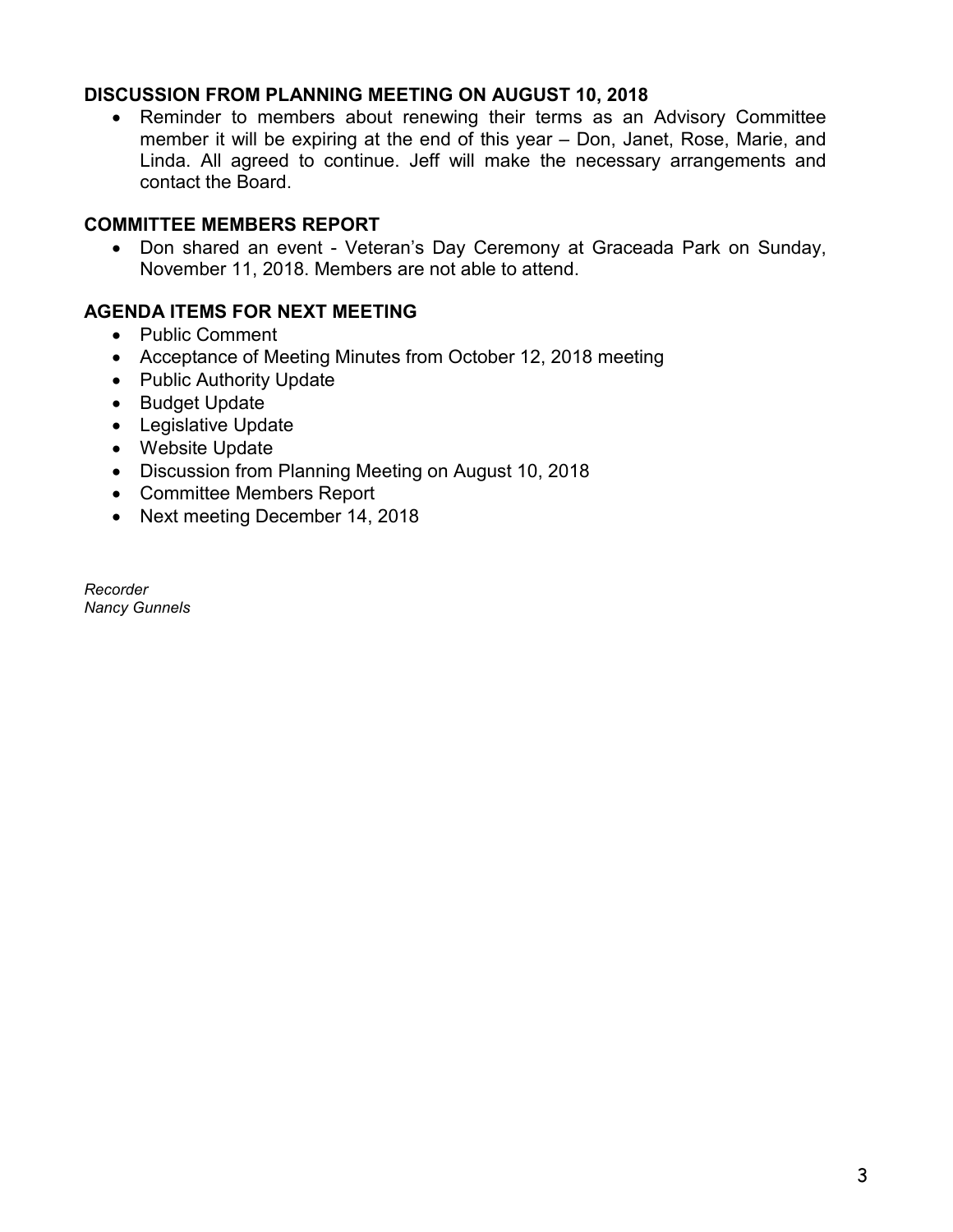## DISCUSSION FROM PLANNING MEETING ON AUGUST 10, 2018

- Reminder to members about renewing their terms as an Advisory Committee member it will be expiring at the end of this year – Don, Janet, Rose, Marie, and Linda. All agreed to continue. Jeff will make the necessary arrangements and contact the Board.

## COMMITTEE MEMBERS REPORT

- Don shared an event - Veteran's Day Ceremony at Graceada Park on Sunday, November 11, 2018. Members are not able to attend.

## AGENDA ITEMS FOR NEXT MEETING

- Public Comment
- Acceptance of Meeting Minutes from October 12, 2018 meeting
- Public Authority Update
- Budget Update
- Legislative Update
- Website Update
- Discussion from Planning Meeting on August 10, 2018
- Committee Members Report
- Next meeting December 14, 2018

*Recorder*
*Nancy Gunnels*